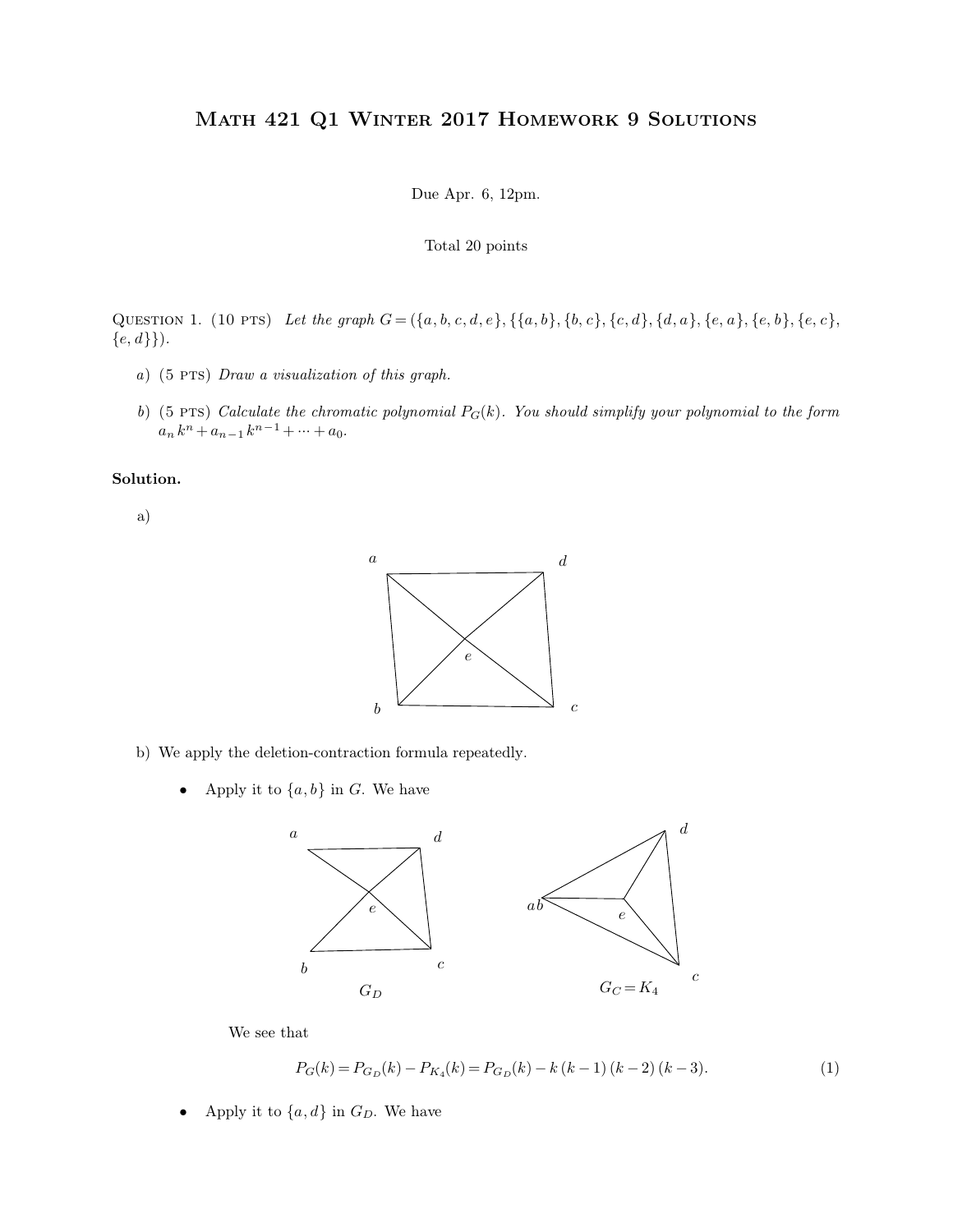# Math 421 Q1 Winter 2017 Homework 9 Solutions

Due Apr. 6, 12pm.

Total 20 points

Question 1. (10 pts) *Let the graph* $G = (\{a, b, c, d, e\}, \{\{a, b\}, \{b, c\}, \{c, d\}, \{d, a\}, \{e, a\}, \{e, b\}, \{e, c\}, \{e, d\}\})$.

*a)* (5 pts) *Draw a visualization of this graph.*

*b)* (5 pts) *Calculate the chromatic polynomial* $P_G(k)$. *You should simplify your polynomial to the form* $a_n k^n + a_{n-1} k^{n-1} + \cdots + a_0$.

**Solution.**

a)

b) We apply the deletion-contraction formula repeatedly.

- Apply it to $\{a, b\}$ in $G$. We have

$G_D$ $\qquad$ $G_C = K_4$

We see that

$$P_G(k) = P_{G_D}(k) - P_{K_4}(k) = P_{G_D}(k) - k\,(k-1)\,(k-2)\,(k-3). \tag{1}$$

- Apply it to $\{a, d\}$ in $G_D$. We have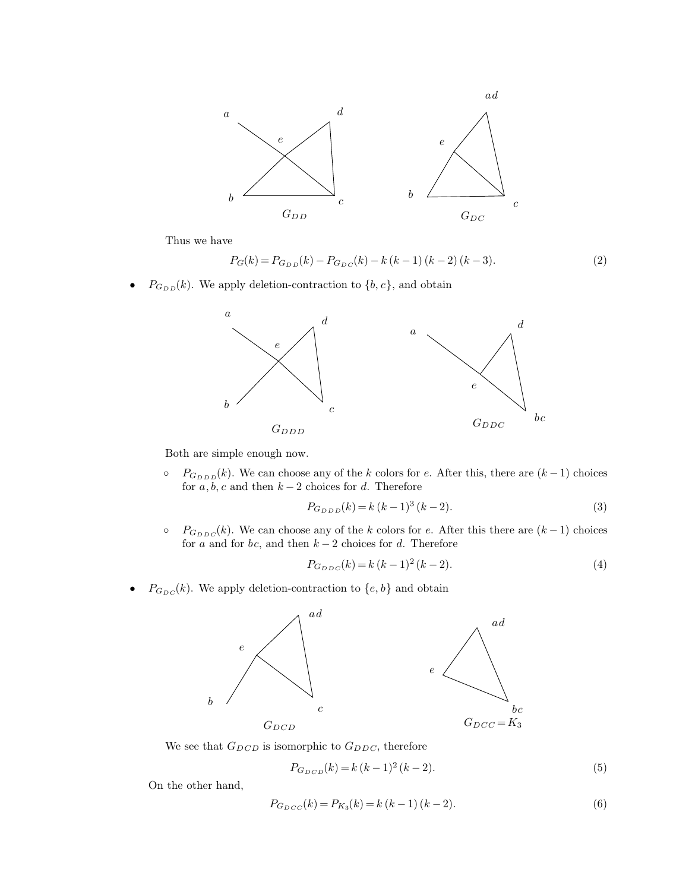$G_{DD}$ $\qquad\qquad$ $G_{DC}$

Thus we have

$$P_G(k) = P_{G_{DD}}(k) - P_{G_{DC}}(k) - k\,(k-1)\,(k-2)\,(k-3). \tag{2}$$

- $P_{G_{DD}}(k)$. We apply deletion-contraction to $\{b,c\}$, and obtain

  $G_{DDD}$ $\qquad\qquad$ $G_{DDC}$

  Both are simple enough now.

  - $P_{G_{DDD}}(k)$. We can choose any of the $k$ colors for $e$. After this, there are $(k-1)$ choices for $a, b, c$ and then $k-2$ choices for $d$. Therefore

    $$P_{G_{DDD}}(k) = k\,(k-1)^3\,(k-2). \tag{3}$$

  - $P_{G_{DDC}}(k)$. We can choose any of the $k$ colors for $e$. After this there are $(k-1)$ choices for $a$ and for $bc$, and then $k-2$ choices for $d$. Therefore

    $$P_{G_{DDC}}(k) = k\,(k-1)^2\,(k-2). \tag{4}$$

- $P_{G_{DC}}(k)$. We apply deletion-contraction to $\{e,b\}$ and obtain

  $G_{DCD}$ $\qquad\qquad$ $G_{DCC} = K_3$

  We see that $G_{DCD}$ is isomorphic to $G_{DDC}$, therefore

  $$P_{G_{DCD}}(k) = k\,(k-1)^2\,(k-2). \tag{5}$$

  On the other hand,

  $$P_{G_{DCC}}(k) = P_{K_3}(k) = k\,(k-1)\,(k-2). \tag{6}$$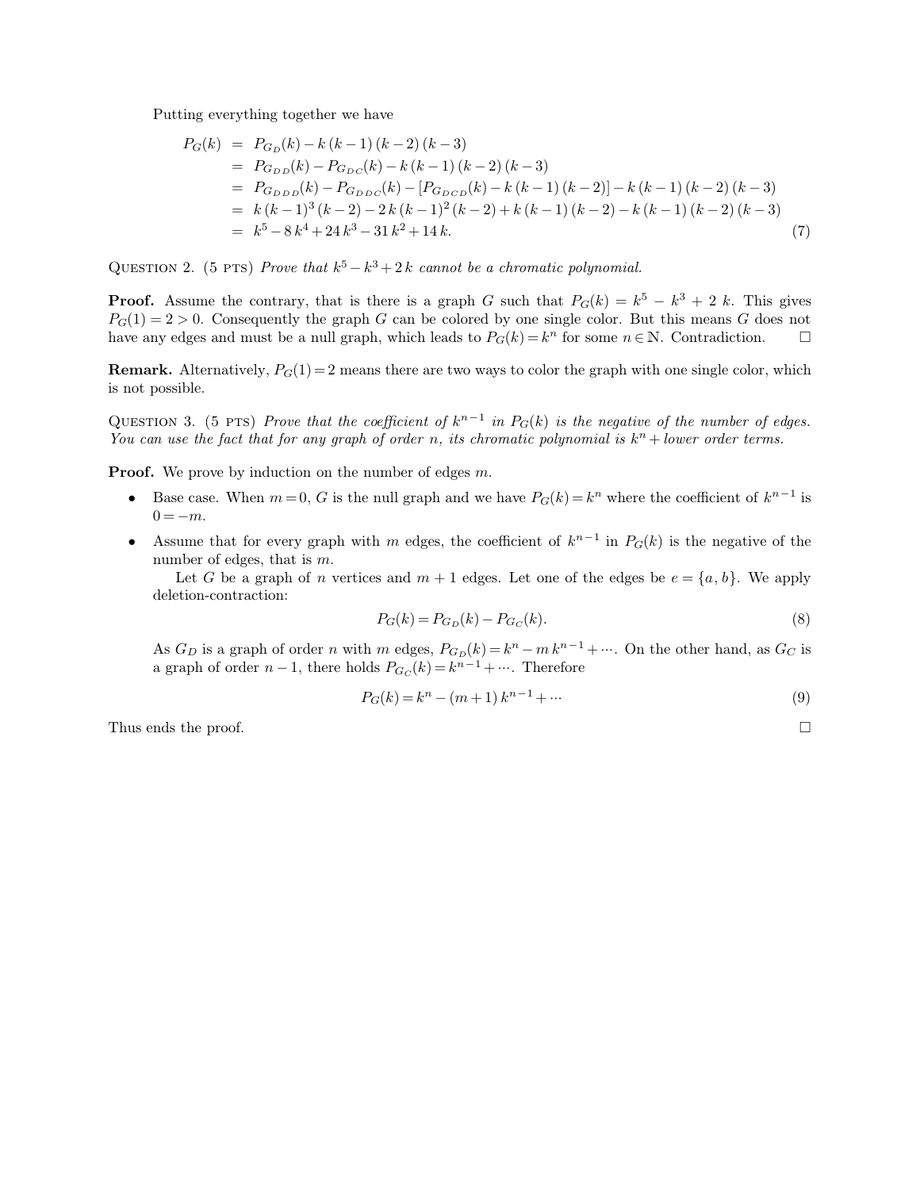Putting everything together we have

$$
\begin{aligned}
P_G(k) &= P_{G_D}(k) - k\,(k-1)\,(k-2)\,(k-3) \\
&= P_{G_{DD}}(k) - P_{G_{DC}}(k) - k\,(k-1)\,(k-2)\,(k-3) \\
&= P_{G_{DDD}}(k) - P_{G_{DDC}}(k) - [P_{G_{DCD}}(k) - k\,(k-1)\,(k-2)] - k\,(k-1)\,(k-2)\,(k-3) \\
&= k\,(k-1)^3\,(k-2) - 2\,k\,(k-1)^2\,(k-2) + k\,(k-1)\,(k-2) - k\,(k-1)\,(k-2)\,(k-3) \\
&= k^5 - 8\,k^4 + 24\,k^3 - 31\,k^2 + 14\,k. \qquad (7)
\end{aligned}
$$

QUESTION 2. (5 PTS) *Prove that $k^5 - k^3 + 2\,k$ cannot be a chromatic polynomial.*

**Proof.** Assume the contrary, that is there is a graph $G$ such that $P_G(k) = k^5 - k^3 + 2\,k$. This gives $P_G(1) = 2 > 0$. Consequently the graph $G$ can be colored by one single color. But this means $G$ does not have any edges and must be a null graph, which leads to $P_G(k) = k^n$ for some $n \in \mathbb{N}$. Contradiction. □

**Remark.** Alternatively, $P_G(1) = 2$ means there are two ways to color the graph with one single color, which is not possible.

QUESTION 3. (5 PTS) *Prove that the coefficient of $k^{n-1}$ in $P_G(k)$ is the negative of the number of edges. You can use the fact that for any graph of order $n$, its chromatic polynomial is $k^n$ + lower order terms.*

**Proof.** We prove by induction on the number of edges $m$.

- Base case. When $m = 0$, $G$ is the null graph and we have $P_G(k) = k^n$ where the coefficient of $k^{n-1}$ is $0 = -m$.
- Assume that for every graph with $m$ edges, the coefficient of $k^{n-1}$ in $P_G(k)$ is the negative of the number of edges, that is $m$.

  Let $G$ be a graph of $n$ vertices and $m+1$ edges. Let one of the edges be $e = \{a, b\}$. We apply deletion-contraction:

  $$P_G(k) = P_{G_D}(k) - P_{G_C}(k). \qquad (8)$$

  As $G_D$ is a graph of order $n$ with $m$ edges, $P_{G_D}(k) = k^n - m\,k^{n-1} + \cdots$. On the other hand, as $G_C$ is a graph of order $n-1$, there holds $P_{G_C}(k) = k^{n-1} + \cdots$. Therefore

  $$P_G(k) = k^n - (m+1)\,k^{n-1} + \cdots \qquad (9)$$

Thus ends the proof. □